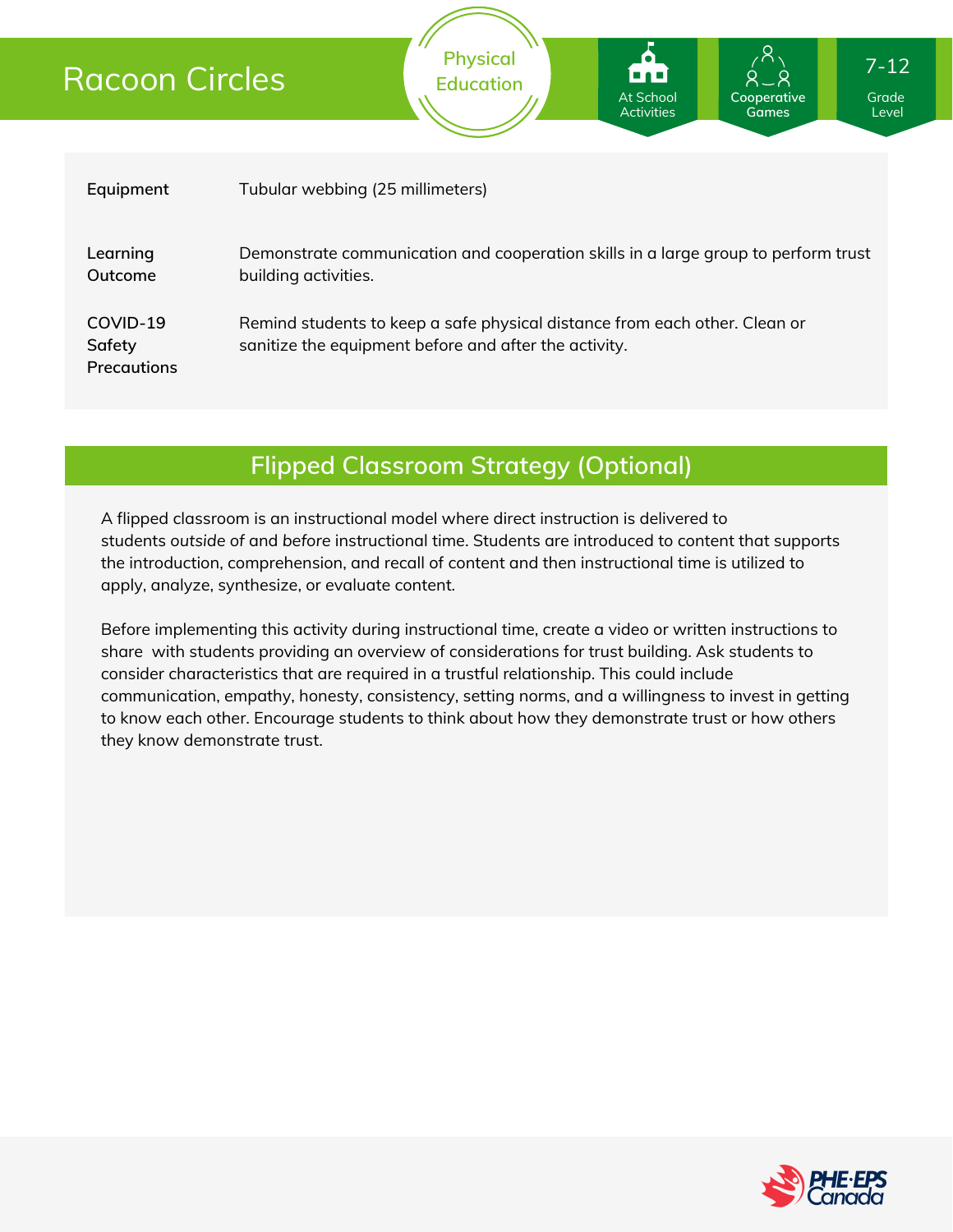# Racoon Circles

Physical Education

At School Activities

Cooperative Games

7-12 Grade Level

| | |
|---|---|
| **Equipment** | Tubular webbing (25 millimeters) |
| **Learning Outcome** | Demonstrate communication and cooperation skills in a large group to perform trust building activities. |
| **COVID-19 Safety Precautions** | Remind students to keep a safe physical distance from each other. Clean or sanitize the equipment before and after the activity. |

## Flipped Classroom Strategy (Optional)

A flipped classroom is an instructional model where direct instruction is delivered to students *outside* of and *before* instructional time. Students are introduced to content that supports the introduction, comprehension, and recall of content and then instructional time is utilized to apply, analyze, synthesize, or evaluate content.

Before implementing this activity during instructional time, create a video or written instructions to share with students providing an overview of considerations for trust building. Ask students to consider characteristics that are required in a trustful relationship. This could include communication, empathy, honesty, consistency, setting norms, and a willingness to invest in getting to know each other. Encourage students to think about how they demonstrate trust or how others they know demonstrate trust.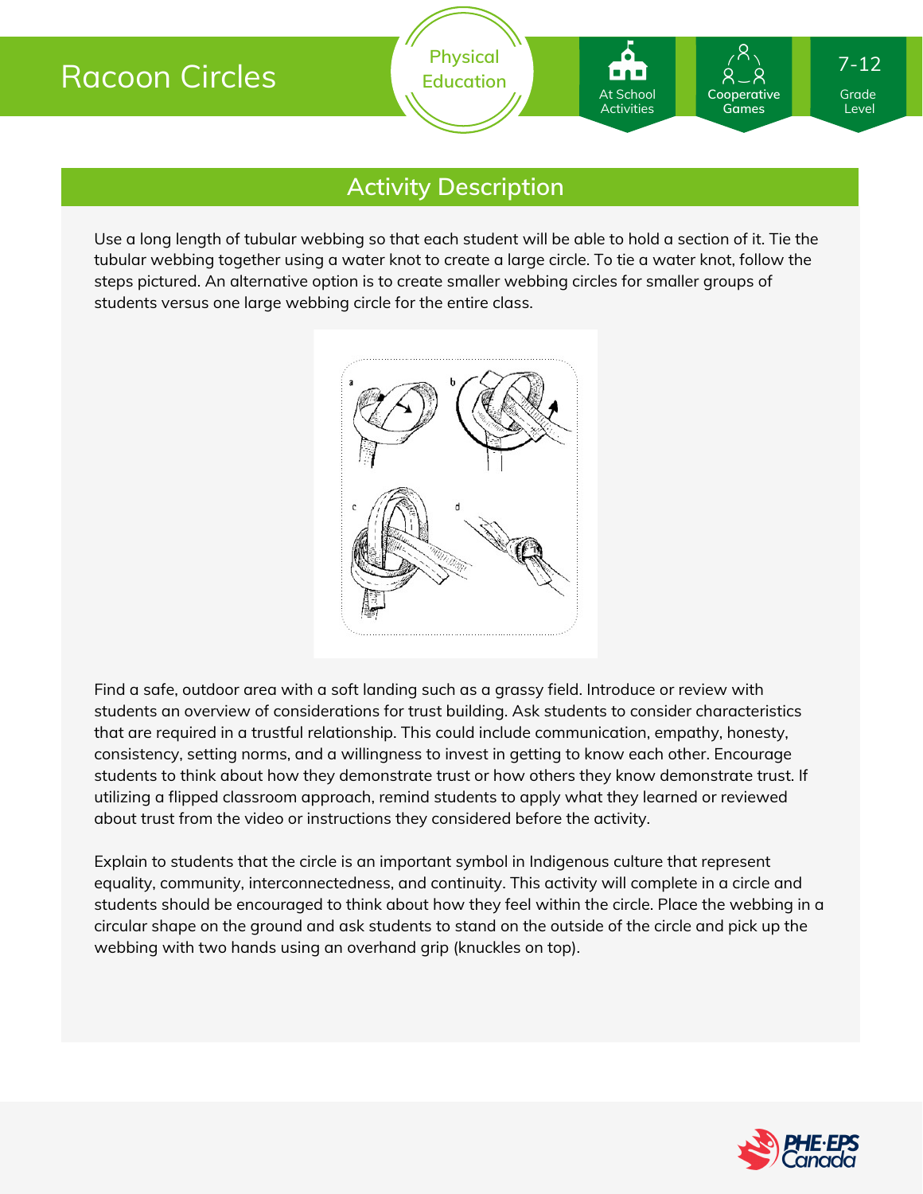# Racoon Circles

Physical Education

At School Activities

Cooperative Games

7-12 Grade Level

## Activity Description

Use a long length of tubular webbing so that each student will be able to hold a section of it. Tie the tubular webbing together using a water knot to create a large circle. To tie a water knot, follow the steps pictured. An alternative option is to create smaller webbing circles for smaller groups of students versus one large webbing circle for the entire class.

Find a safe, outdoor area with a soft landing such as a grassy field. Introduce or review with students an overview of considerations for trust building. Ask students to consider characteristics that are required in a trustful relationship. This could include communication, empathy, honesty, consistency, setting norms, and a willingness to invest in getting to know each other. Encourage students to think about how they demonstrate trust or how others they know demonstrate trust. If utilizing a flipped classroom approach, remind students to apply what they learned or reviewed about trust from the video or instructions they considered before the activity.

Explain to students that the circle is an important symbol in Indigenous culture that represent equality, community, interconnectedness, and continuity. This activity will complete in a circle and students should be encouraged to think about how they feel within the circle. Place the webbing in a circular shape on the ground and ask students to stand on the outside of the circle and pick up the webbing with two hands using an overhand grip (knuckles on top).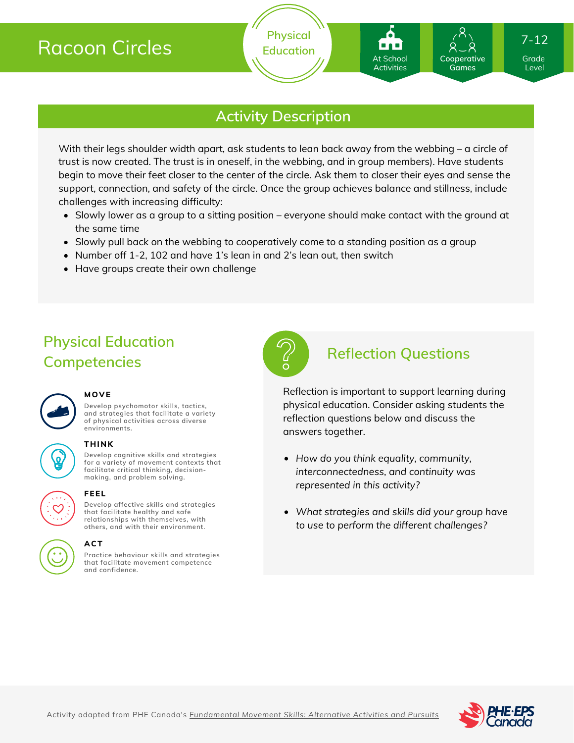# Racoon Circles

Physical Education

At School Activities

Cooperative Games

7-12 Grade Level

## Activity Description

With their legs shoulder width apart, ask students to lean back away from the webbing – a circle of trust is now created. The trust is in oneself, in the webbing, and in group members). Have students begin to move their feet closer to the center of the circle. Ask them to closer their eyes and sense the support, connection, and safety of the circle. Once the group achieves balance and stillness, include challenges with increasing difficulty:

- Slowly lower as a group to a sitting position – everyone should make contact with the ground at the same time
- Slowly pull back on the webbing to cooperatively come to a standing position as a group
- Number off 1-2, 102 and have 1's lean in and 2's lean out, then switch
- Have groups create their own challenge

## Physical Education Competencies

**MOVE**

Develop psychomotor skills, tactics, and strategies that facilitate a variety of physical activities across diverse environments.

**THINK**

Develop cognitive skills and strategies for a variety of movement contexts that facilitate critical thinking, decision-making, and problem solving.

**FEEL**

Develop affective skills and strategies that facilitate healthy and safe relationships with themselves, with others, and with their environment.

**ACT**

Practice behaviour skills and strategies that facilitate movement competence and confidence.

## Reflection Questions

Reflection is important to support learning during physical education. Consider asking students the reflection questions below and discuss the answers together.

- *How do you think equality, community, interconnectedness, and continuity was represented in this activity?*
- *What strategies and skills did your group have to use to perform the different challenges?*

Activity adapted from PHE Canada's *Fundamental Movement Skills: Alternative Activities and Pursuits*

PHE·EPS Canada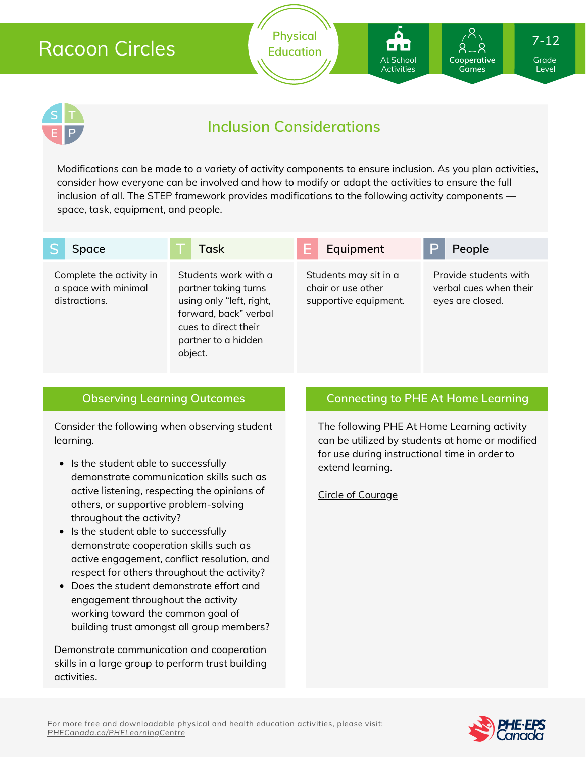# Racoon Circles

Physical Education

At School Activities | Cooperative Games | 7-12 Grade Level

## Inclusion Considerations

Modifications can be made to a variety of activity components to ensure inclusion. As you plan activities, consider how everyone can be involved and how to modify or adapt the activities to ensure the full inclusion of all. The STEP framework provides modifications to the following activity components — space, task, equipment, and people.

| S Space | T Task | E Equipment | P People |
|---|---|---|---|
| Complete the activity in a space with minimal distractions. | Students work with a partner taking turns using only “left, right, forward, back” verbal cues to direct their partner to a hidden object. | Students may sit in a chair or use other supportive equipment. | Provide students with verbal cues when their eyes are closed. |

## Observing Learning Outcomes

Consider the following when observing student learning.

- Is the student able to successfully demonstrate communication skills such as active listening, respecting the opinions of others, or supportive problem-solving throughout the activity?
- Is the student able to successfully demonstrate cooperation skills such as active engagement, conflict resolution, and respect for others throughout the activity?
- Does the student demonstrate effort and engagement throughout the activity working toward the common goal of building trust amongst all group members?

Demonstrate communication and cooperation skills in a large group to perform trust building activities.

## Connecting to PHE At Home Learning

The following PHE At Home Learning activity can be utilized by students at home or modified for use during instructional time in order to extend learning.

Circle of Courage

For more free and downloadable physical and health education activities, please visit: PHECanada.ca/PHELearningCentre